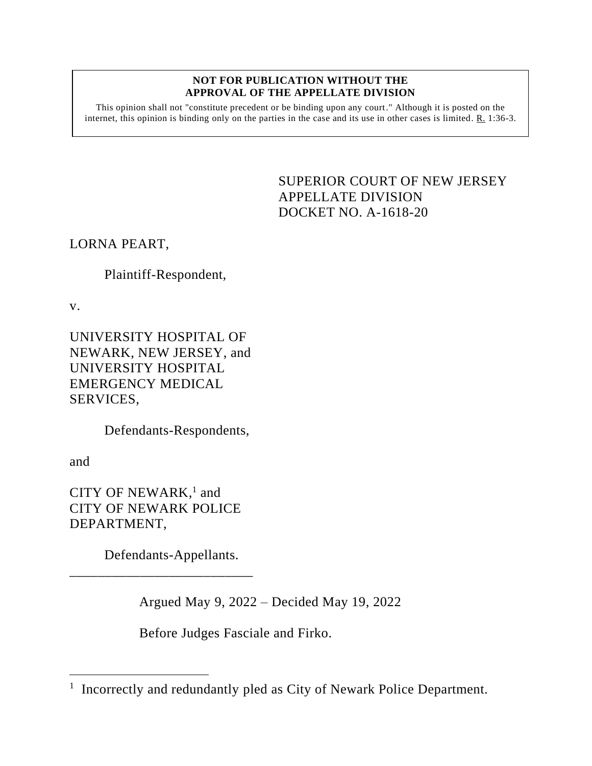**NOT FOR PUBLICATION WITHOUT THE APPROVAL OF THE APPELLATE DIVISION**

This opinion shall not "constitute precedent or be binding upon any court." Although it is posted on the internet, this opinion is binding only on the parties in the case and its use in other cases is limited. R. 1:36-3.

SUPERIOR COURT OF NEW JERSEY
APPELLATE DIVISION
DOCKET NO. A-1618-20

LORNA PEART,

Plaintiff-Respondent,

v.

UNIVERSITY HOSPITAL OF NEWARK, NEW JERSEY, and UNIVERSITY HOSPITAL EMERGENCY MEDICAL SERVICES,

Defendants-Respondents,

and

CITY OF NEWARK,[1] and CITY OF NEWARK POLICE DEPARTMENT,

Defendants-Appellants.

\_\_\_\_\_\_\_\_\_\_\_\_\_\_\_\_\_\_\_\_\_\_\_\_\_\_

Argued May 9, 2022 – Decided May 19, 2022

Before Judges Fasciale and Firko.

---

[1] Incorrectly and redundantly pled as City of Newark Police Department.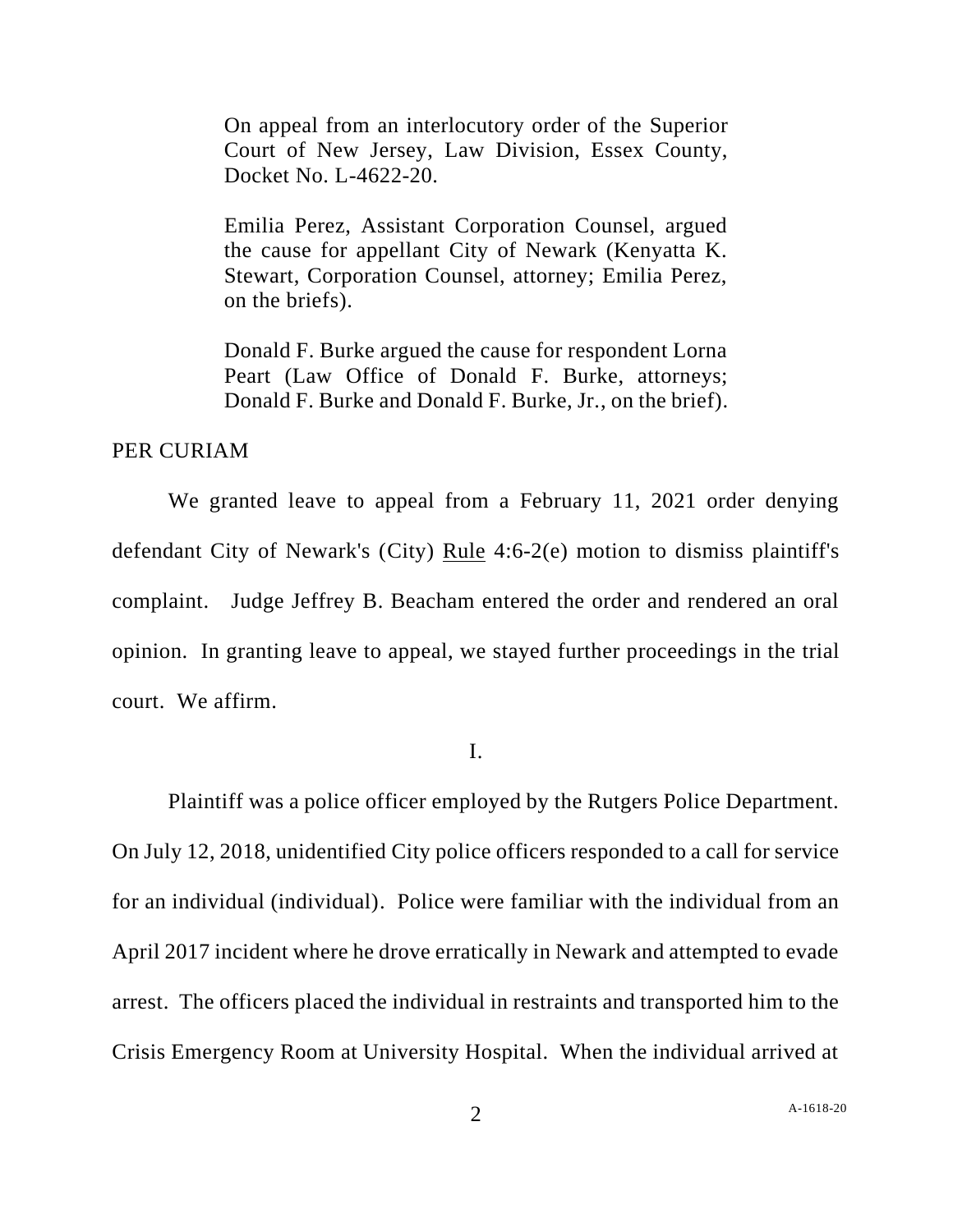On appeal from an interlocutory order of the Superior Court of New Jersey, Law Division, Essex County, Docket No. L-4622-20.

Emilia Perez, Assistant Corporation Counsel, argued the cause for appellant City of Newark (Kenyatta K. Stewart, Corporation Counsel, attorney; Emilia Perez, on the briefs).

Donald F. Burke argued the cause for respondent Lorna Peart (Law Office of Donald F. Burke, attorneys; Donald F. Burke and Donald F. Burke, Jr., on the brief).

PER CURIAM

We granted leave to appeal from a February 11, 2021 order denying defendant City of Newark's (City) Rule 4:6-2(e) motion to dismiss plaintiff's complaint. Judge Jeffrey B. Beacham entered the order and rendered an oral opinion. In granting leave to appeal, we stayed further proceedings in the trial court. We affirm.

I.

Plaintiff was a police officer employed by the Rutgers Police Department. On July 12, 2018, unidentified City police officers responded to a call for service for an individual (individual). Police were familiar with the individual from an April 2017 incident where he drove erratically in Newark and attempted to evade arrest. The officers placed the individual in restraints and transported him to the Crisis Emergency Room at University Hospital. When the individual arrived at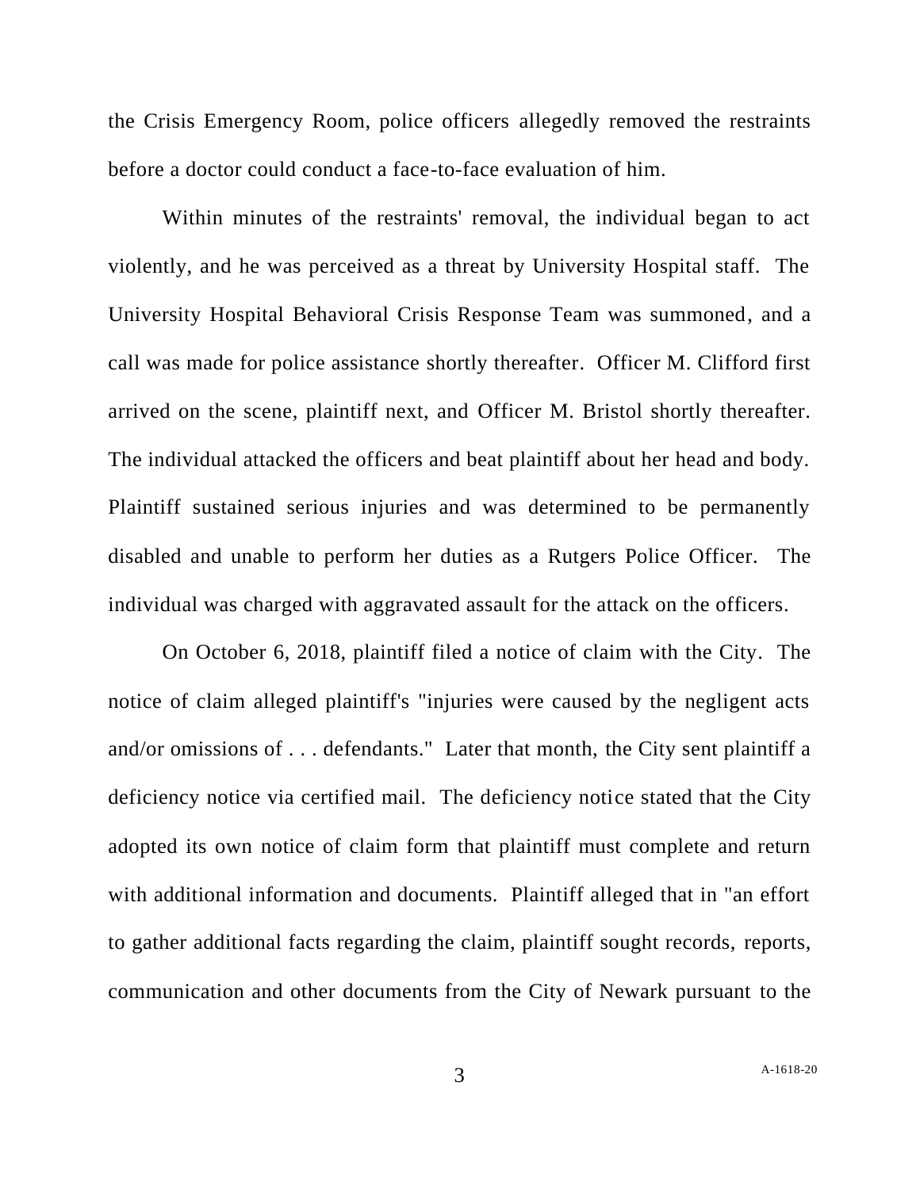the Crisis Emergency Room, police officers allegedly removed the restraints before a doctor could conduct a face-to-face evaluation of him.

Within minutes of the restraints' removal, the individual began to act violently, and he was perceived as a threat by University Hospital staff. The University Hospital Behavioral Crisis Response Team was summoned, and a call was made for police assistance shortly thereafter. Officer M. Clifford first arrived on the scene, plaintiff next, and Officer M. Bristol shortly thereafter. The individual attacked the officers and beat plaintiff about her head and body. Plaintiff sustained serious injuries and was determined to be permanently disabled and unable to perform her duties as a Rutgers Police Officer. The individual was charged with aggravated assault for the attack on the officers.

On October 6, 2018, plaintiff filed a notice of claim with the City. The notice of claim alleged plaintiff's "injuries were caused by the negligent acts and/or omissions of . . . defendants." Later that month, the City sent plaintiff a deficiency notice via certified mail. The deficiency notice stated that the City adopted its own notice of claim form that plaintiff must complete and return with additional information and documents. Plaintiff alleged that in "an effort to gather additional facts regarding the claim, plaintiff sought records, reports, communication and other documents from the City of Newark pursuant to the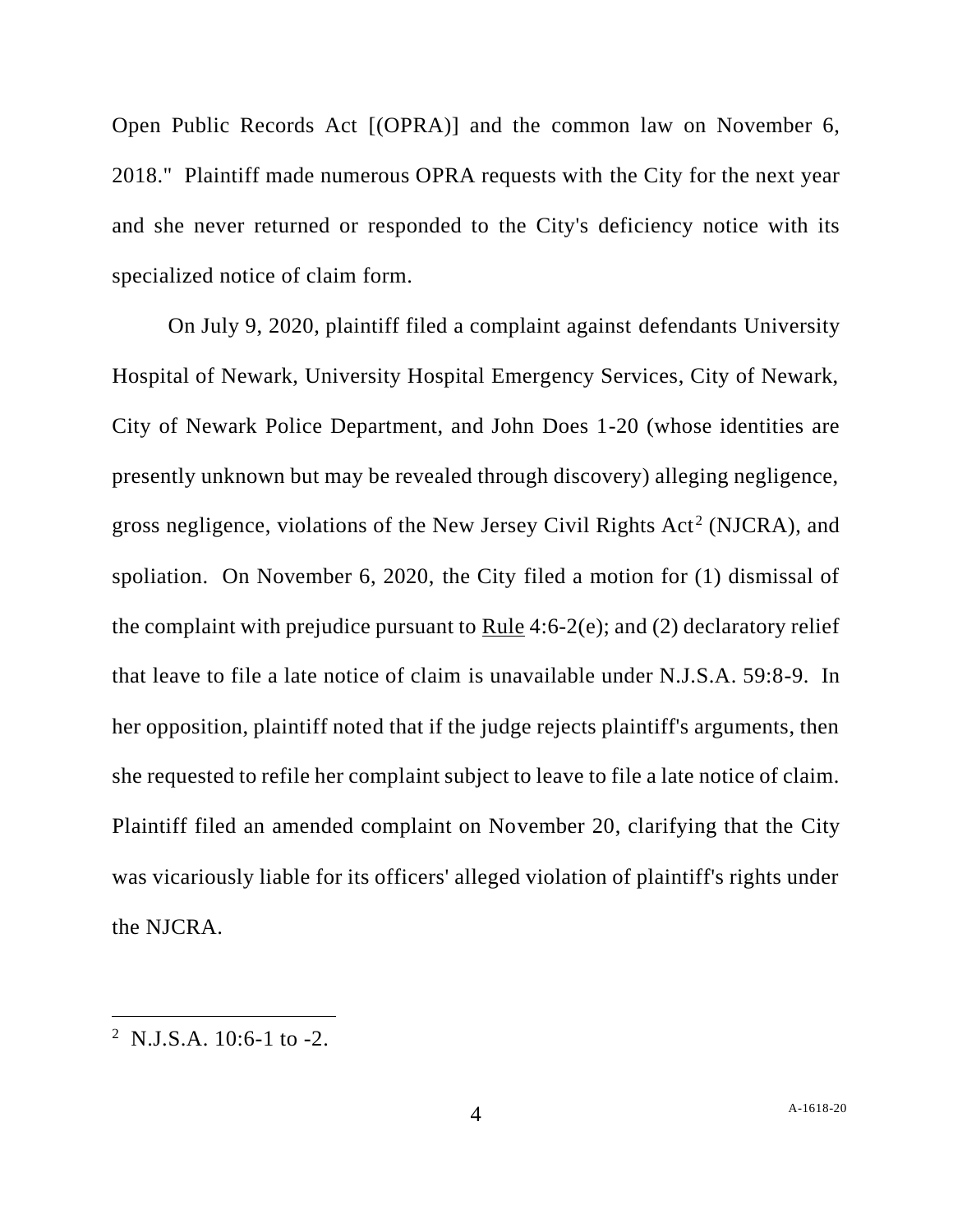Open Public Records Act [(OPRA)] and the common law on November 6, 2018." Plaintiff made numerous OPRA requests with the City for the next year and she never returned or responded to the City's deficiency notice with its specialized notice of claim form.

On July 9, 2020, plaintiff filed a complaint against defendants University Hospital of Newark, University Hospital Emergency Services, City of Newark, City of Newark Police Department, and John Does 1-20 (whose identities are presently unknown but may be revealed through discovery) alleging negligence, gross negligence, violations of the New Jersey Civil Rights Act[2] (NJCRA), and spoliation. On November 6, 2020, the City filed a motion for (1) dismissal of the complaint with prejudice pursuant to Rule 4:6-2(e); and (2) declaratory relief that leave to file a late notice of claim is unavailable under N.J.S.A. 59:8-9. In her opposition, plaintiff noted that if the judge rejects plaintiff's arguments, then she requested to refile her complaint subject to leave to file a late notice of claim. Plaintiff filed an amended complaint on November 20, clarifying that the City was vicariously liable for its officers' alleged violation of plaintiff's rights under the NJCRA.

---

[2] N.J.S.A. 10:6-1 to -2.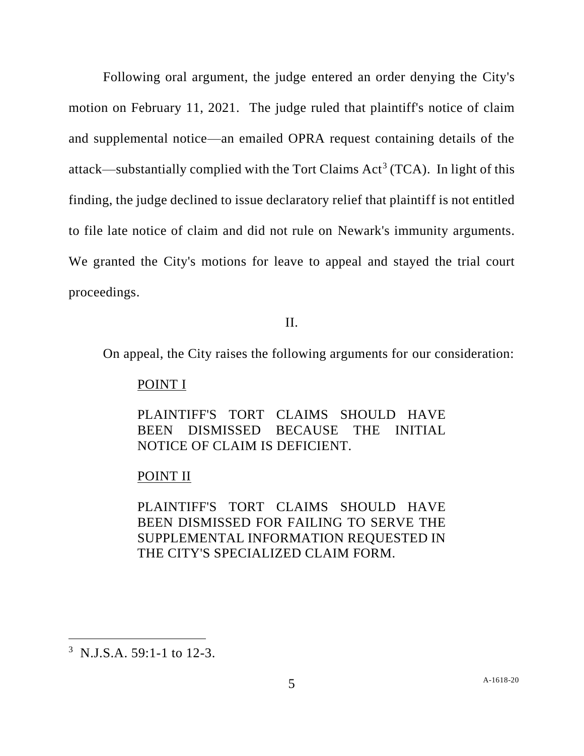Following oral argument, the judge entered an order denying the City's motion on February 11, 2021. The judge ruled that plaintiff's notice of claim and supplemental notice—an emailed OPRA request containing details of the attack—substantially complied with the Tort Claims Act[3] (TCA). In light of this finding, the judge declined to issue declaratory relief that plaintiff is not entitled to file late notice of claim and did not rule on Newark's immunity arguments. We granted the City's motions for leave to appeal and stayed the trial court proceedings.

## II.

On appeal, the City raises the following arguments for our consideration:

> POINT I
>
> PLAINTIFF'S TORT CLAIMS SHOULD HAVE BEEN DISMISSED BECAUSE THE INITIAL NOTICE OF CLAIM IS DEFICIENT.
>
> POINT II
>
> PLAINTIFF'S TORT CLAIMS SHOULD HAVE BEEN DISMISSED FOR FAILING TO SERVE THE SUPPLEMENTAL INFORMATION REQUESTED IN THE CITY'S SPECIALIZED CLAIM FORM.

---

[3] N.J.S.A. 59:1-1 to 12-3.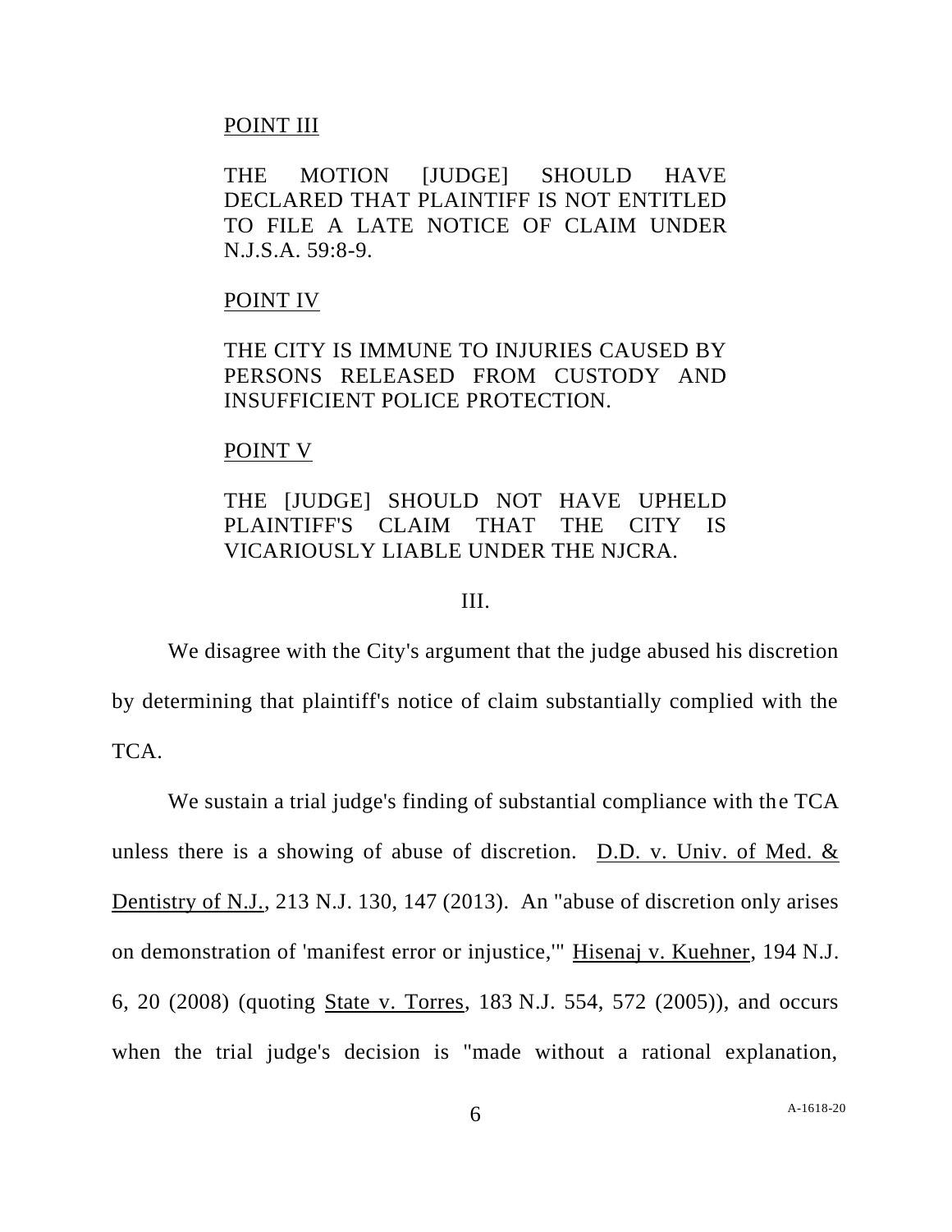POINT III

THE MOTION [JUDGE] SHOULD HAVE DECLARED THAT PLAINTIFF IS NOT ENTITLED TO FILE A LATE NOTICE OF CLAIM UNDER N.J.S.A. 59:8-9.

POINT IV

THE CITY IS IMMUNE TO INJURIES CAUSED BY PERSONS RELEASED FROM CUSTODY AND INSUFFICIENT POLICE PROTECTION.

POINT V

THE [JUDGE] SHOULD NOT HAVE UPHELD PLAINTIFF'S CLAIM THAT THE CITY IS VICARIOUSLY LIABLE UNDER THE NJCRA.

III.

We disagree with the City's argument that the judge abused his discretion by determining that plaintiff's notice of claim substantially complied with the TCA.

We sustain a trial judge's finding of substantial compliance with the TCA unless there is a showing of abuse of discretion. D.D. v. Univ. of Med. & Dentistry of N.J., 213 N.J. 130, 147 (2013). An "abuse of discretion only arises on demonstration of 'manifest error or injustice,'" Hisenaj v. Kuehner, 194 N.J. 6, 20 (2008) (quoting State v. Torres, 183 N.J. 554, 572 (2005)), and occurs when the trial judge's decision is "made without a rational explanation,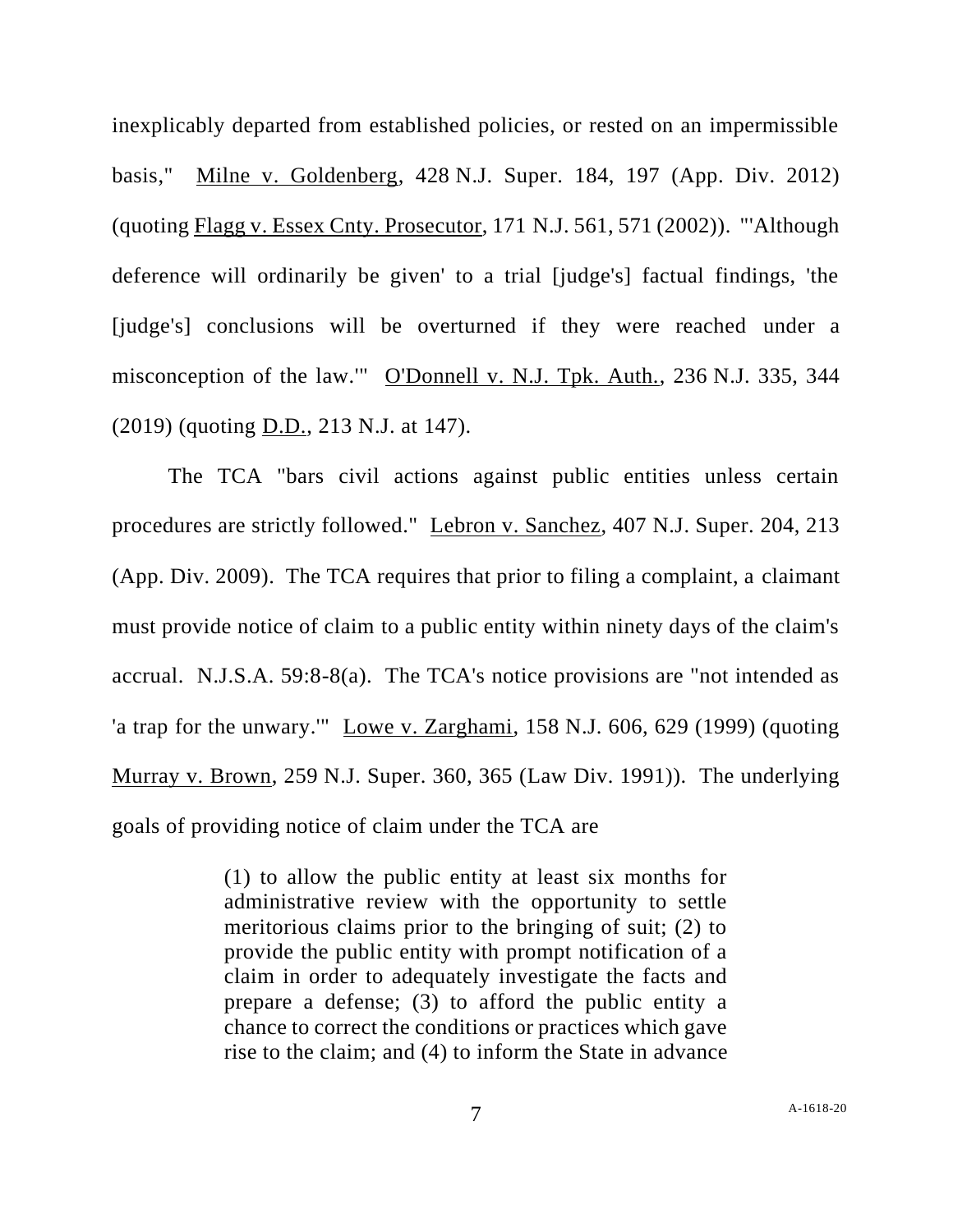inexplicably departed from established policies, or rested on an impermissible basis," Milne v. Goldenberg, 428 N.J. Super. 184, 197 (App. Div. 2012) (quoting Flagg v. Essex Cnty. Prosecutor, 171 N.J. 561, 571 (2002)). "'Although deference will ordinarily be given' to a trial [judge's] factual findings, 'the [judge's] conclusions will be overturned if they were reached under a misconception of the law.'" O'Donnell v. N.J. Tpk. Auth., 236 N.J. 335, 344 (2019) (quoting D.D., 213 N.J. at 147).

The TCA "bars civil actions against public entities unless certain procedures are strictly followed." Lebron v. Sanchez, 407 N.J. Super. 204, 213 (App. Div. 2009). The TCA requires that prior to filing a complaint, a claimant must provide notice of claim to a public entity within ninety days of the claim's accrual. N.J.S.A. 59:8-8(a). The TCA's notice provisions are "not intended as 'a trap for the unwary.'" Lowe v. Zarghami, 158 N.J. 606, 629 (1999) (quoting Murray v. Brown, 259 N.J. Super. 360, 365 (Law Div. 1991)). The underlying goals of providing notice of claim under the TCA are

> (1) to allow the public entity at least six months for administrative review with the opportunity to settle meritorious claims prior to the bringing of suit; (2) to provide the public entity with prompt notification of a claim in order to adequately investigate the facts and prepare a defense; (3) to afford the public entity a chance to correct the conditions or practices which gave rise to the claim; and (4) to inform the State in advance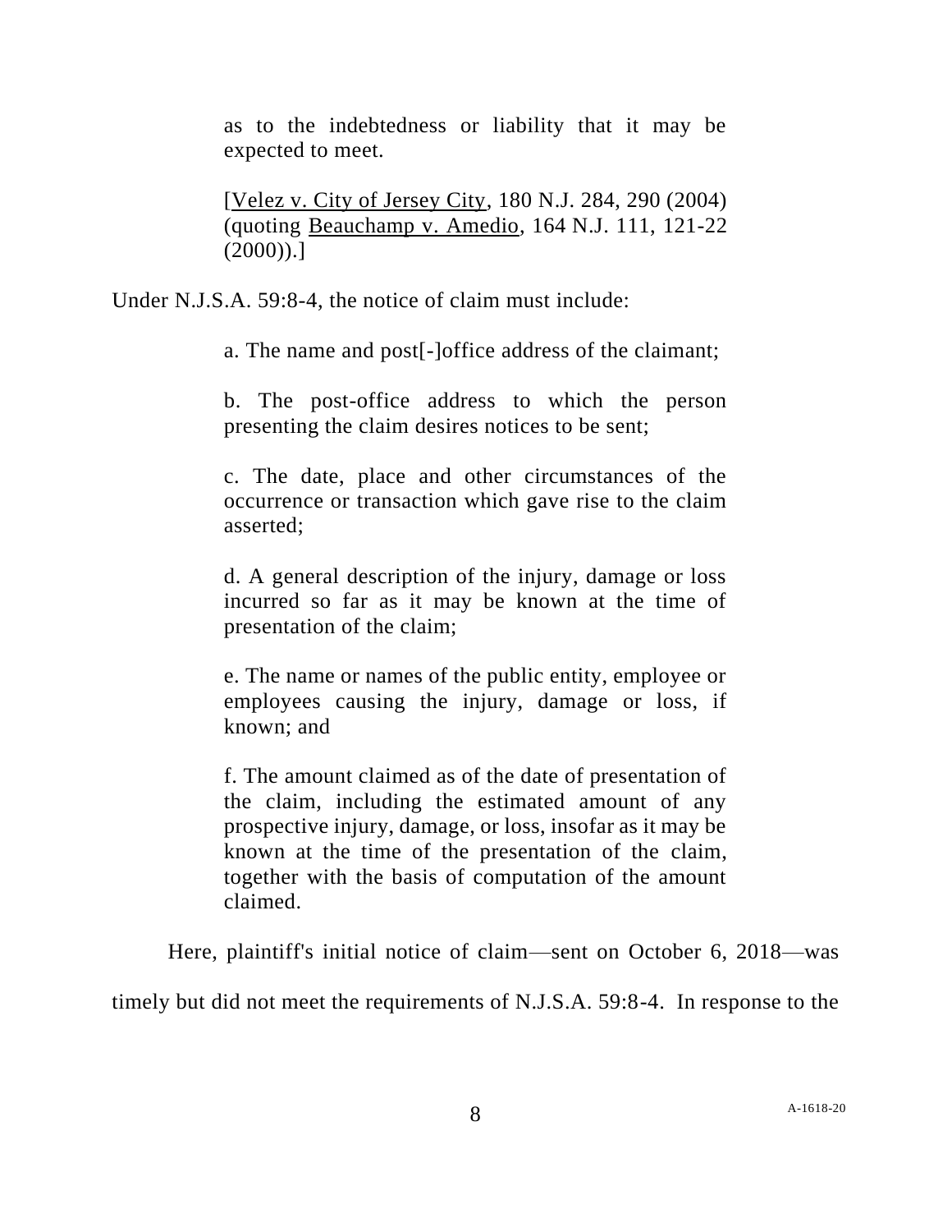> as to the indebtedness or liability that it may be expected to meet.
>
> [Velez v. City of Jersey City, 180 N.J. 284, 290 (2004) (quoting Beauchamp v. Amedio, 164 N.J. 111, 121-22 (2000)).]

Under N.J.S.A. 59:8-4, the notice of claim must include:

> a. The name and post[-]office address of the claimant;
>
> b. The post-office address to which the person presenting the claim desires notices to be sent;
>
> c. The date, place and other circumstances of the occurrence or transaction which gave rise to the claim asserted;
>
> d. A general description of the injury, damage or loss incurred so far as it may be known at the time of presentation of the claim;
>
> e. The name or names of the public entity, employee or employees causing the injury, damage or loss, if known; and
>
> f. The amount claimed as of the date of presentation of the claim, including the estimated amount of any prospective injury, damage, or loss, insofar as it may be known at the time of the presentation of the claim, together with the basis of computation of the amount claimed.

Here, plaintiff's initial notice of claim—sent on October 6, 2018—was timely but did not meet the requirements of N.J.S.A. 59:8-4. In response to the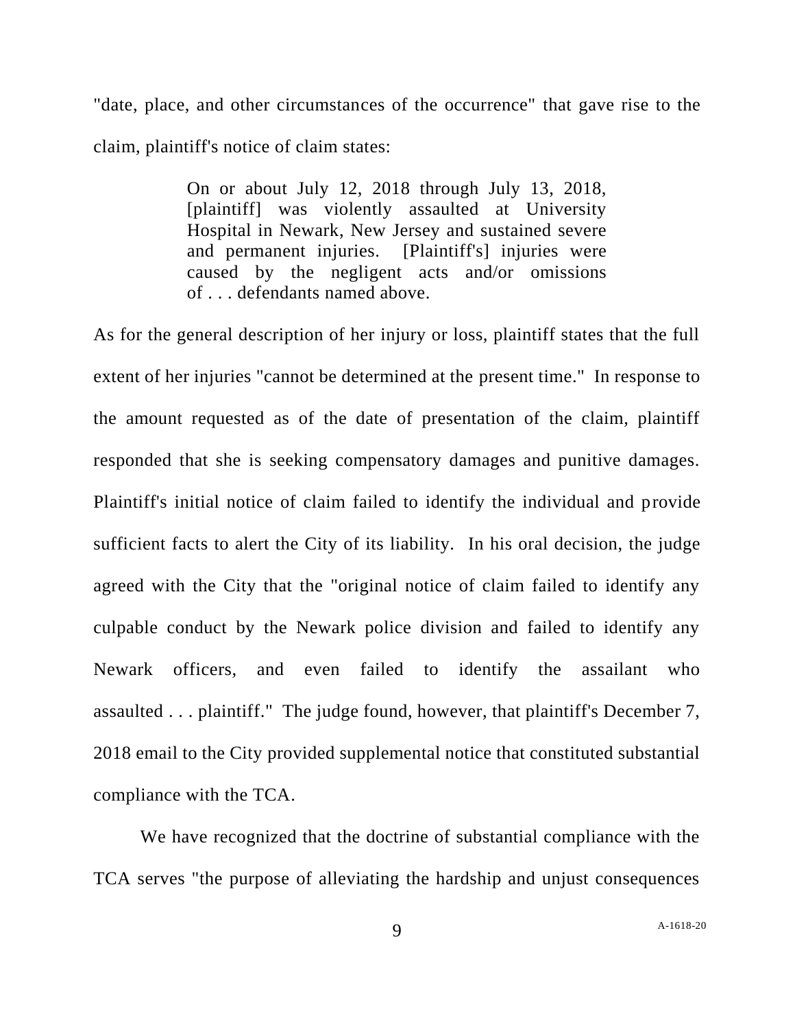"date, place, and other circumstances of the occurrence" that gave rise to the claim, plaintiff's notice of claim states:

> On or about July 12, 2018 through July 13, 2018, [plaintiff] was violently assaulted at University Hospital in Newark, New Jersey and sustained severe and permanent injuries. [Plaintiff's] injuries were caused by the negligent acts and/or omissions of . . . defendants named above.

As for the general description of her injury or loss, plaintiff states that the full extent of her injuries "cannot be determined at the present time." In response to the amount requested as of the date of presentation of the claim, plaintiff responded that she is seeking compensatory damages and punitive damages. Plaintiff's initial notice of claim failed to identify the individual and provide sufficient facts to alert the City of its liability. In his oral decision, the judge agreed with the City that the "original notice of claim failed to identify any culpable conduct by the Newark police division and failed to identify any Newark officers, and even failed to identify the assailant who assaulted . . . plaintiff." The judge found, however, that plaintiff's December 7, 2018 email to the City provided supplemental notice that constituted substantial compliance with the TCA.

We have recognized that the doctrine of substantial compliance with the TCA serves "the purpose of alleviating the hardship and unjust consequences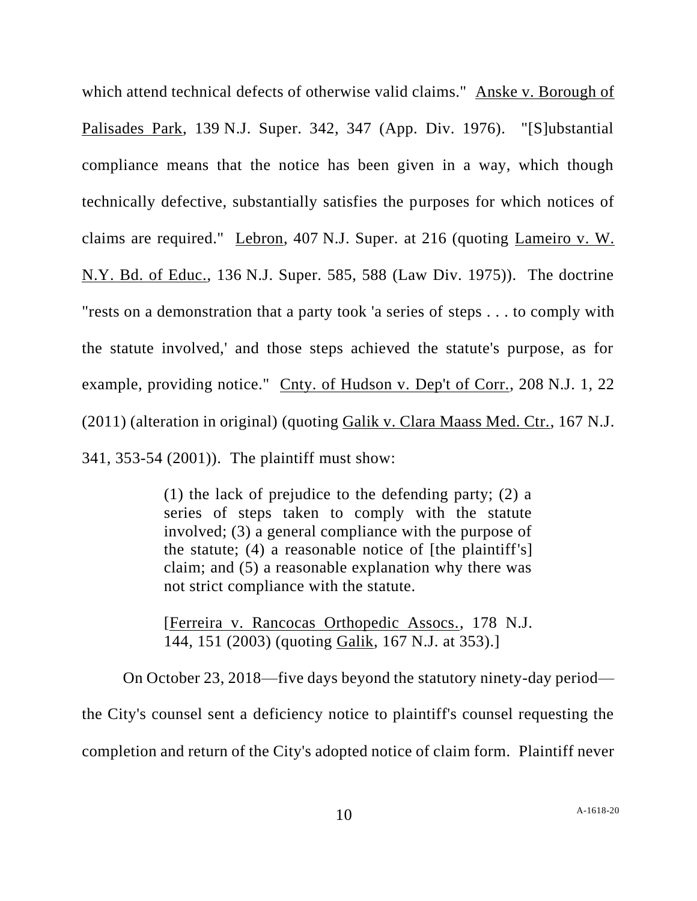which attend technical defects of otherwise valid claims." Anske v. Borough of Palisades Park, 139 N.J. Super. 342, 347 (App. Div. 1976). "[S]ubstantial compliance means that the notice has been given in a way, which though technically defective, substantially satisfies the purposes for which notices of claims are required." Lebron, 407 N.J. Super. at 216 (quoting Lameiro v. W. N.Y. Bd. of Educ., 136 N.J. Super. 585, 588 (Law Div. 1975)). The doctrine "rests on a demonstration that a party took 'a series of steps . . . to comply with the statute involved,' and those steps achieved the statute's purpose, as for example, providing notice." Cnty. of Hudson v. Dep't of Corr., 208 N.J. 1, 22 (2011) (alteration in original) (quoting Galik v. Clara Maass Med. Ctr., 167 N.J. 341, 353-54 (2001)). The plaintiff must show:

> (1) the lack of prejudice to the defending party; (2) a series of steps taken to comply with the statute involved; (3) a general compliance with the purpose of the statute; (4) a reasonable notice of [the plaintiff's] claim; and (5) a reasonable explanation why there was not strict compliance with the statute.
>
> [Ferreira v. Rancocas Orthopedic Assocs., 178 N.J. 144, 151 (2003) (quoting Galik, 167 N.J. at 353).]

On October 23, 2018—five days beyond the statutory ninety-day period—the City's counsel sent a deficiency notice to plaintiff's counsel requesting the completion and return of the City's adopted notice of claim form. Plaintiff never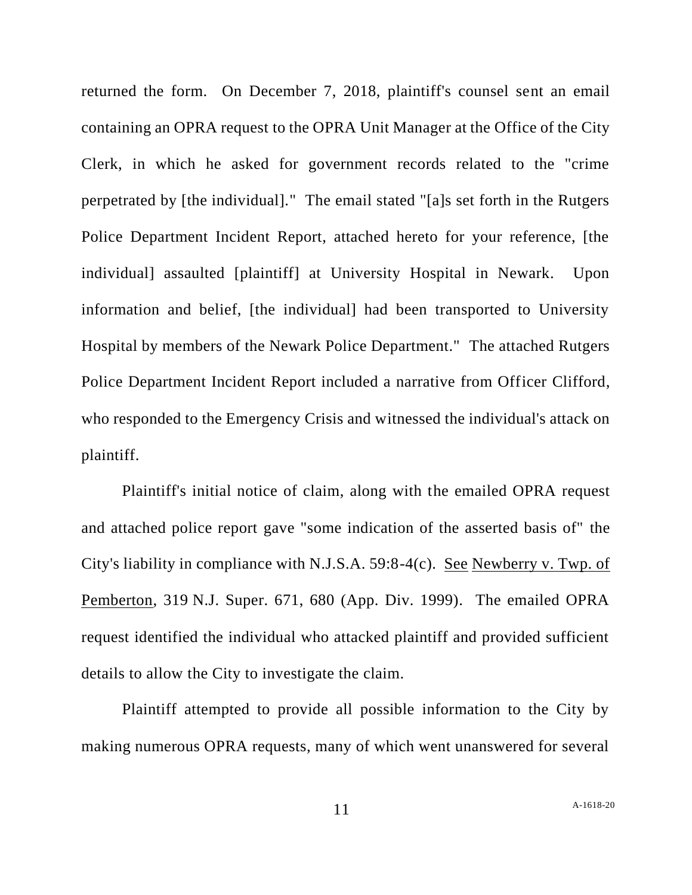returned the form. On December 7, 2018, plaintiff's counsel sent an email containing an OPRA request to the OPRA Unit Manager at the Office of the City Clerk, in which he asked for government records related to the "crime perpetrated by [the individual]." The email stated "[a]s set forth in the Rutgers Police Department Incident Report, attached hereto for your reference, [the individual] assaulted [plaintiff] at University Hospital in Newark. Upon information and belief, [the individual] had been transported to University Hospital by members of the Newark Police Department." The attached Rutgers Police Department Incident Report included a narrative from Officer Clifford, who responded to the Emergency Crisis and witnessed the individual's attack on plaintiff.

Plaintiff's initial notice of claim, along with the emailed OPRA request and attached police report gave "some indication of the asserted basis of" the City's liability in compliance with N.J.S.A. 59:8-4(c). <u>See</u> <u>Newberry v. Twp. of Pemberton</u>, 319 N.J. Super. 671, 680 (App. Div. 1999). The emailed OPRA request identified the individual who attacked plaintiff and provided sufficient details to allow the City to investigate the claim.

Plaintiff attempted to provide all possible information to the City by making numerous OPRA requests, many of which went unanswered for several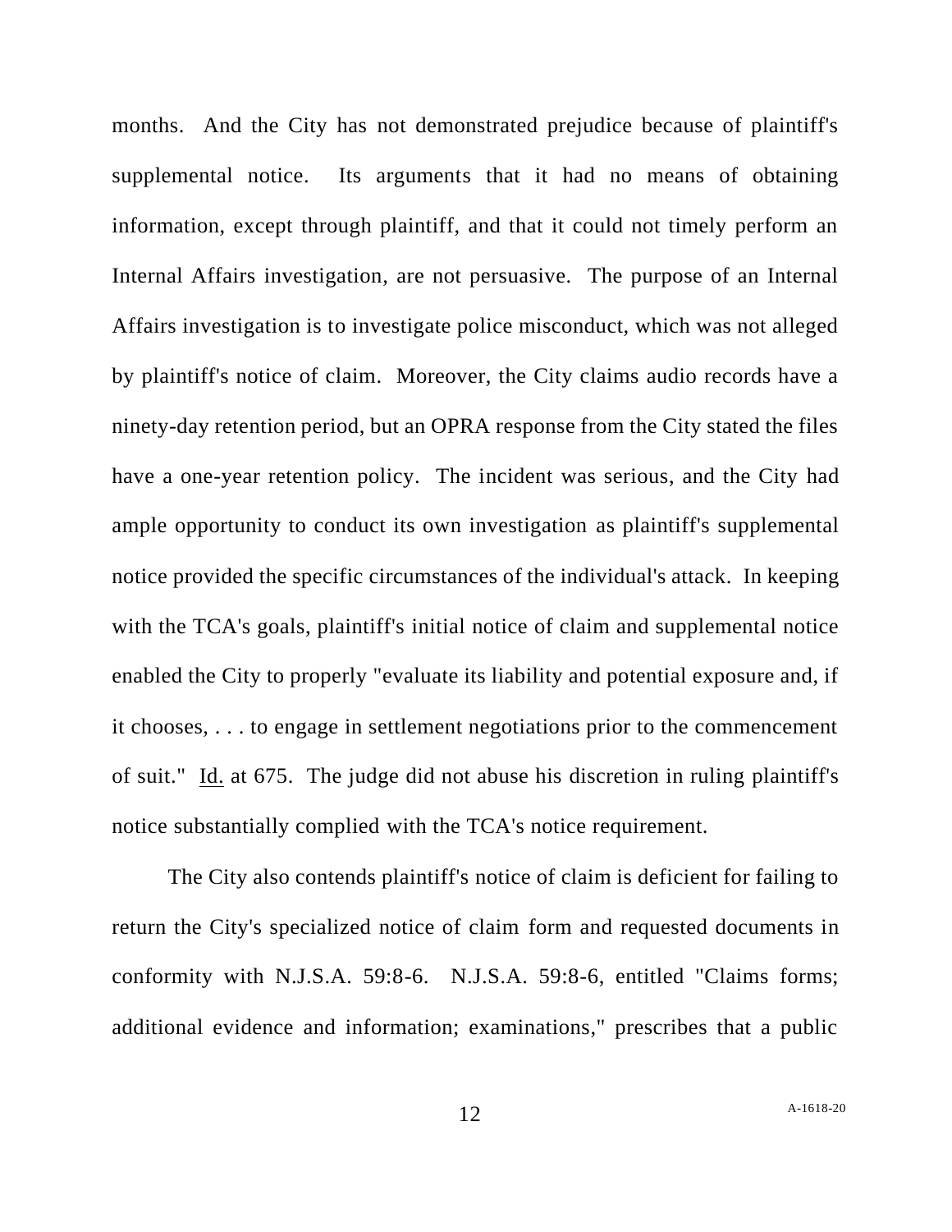months. And the City has not demonstrated prejudice because of plaintiff's supplemental notice. Its arguments that it had no means of obtaining information, except through plaintiff, and that it could not timely perform an Internal Affairs investigation, are not persuasive. The purpose of an Internal Affairs investigation is to investigate police misconduct, which was not alleged by plaintiff's notice of claim. Moreover, the City claims audio records have a ninety-day retention period, but an OPRA response from the City stated the files have a one-year retention policy. The incident was serious, and the City had ample opportunity to conduct its own investigation as plaintiff's supplemental notice provided the specific circumstances of the individual's attack. In keeping with the TCA's goals, plaintiff's initial notice of claim and supplemental notice enabled the City to properly "evaluate its liability and potential exposure and, if it chooses, . . . to engage in settlement negotiations prior to the commencement of suit." Id. at 675. The judge did not abuse his discretion in ruling plaintiff's notice substantially complied with the TCA's notice requirement.

The City also contends plaintiff's notice of claim is deficient for failing to return the City's specialized notice of claim form and requested documents in conformity with N.J.S.A. 59:8-6. N.J.S.A. 59:8-6, entitled "Claims forms; additional evidence and information; examinations," prescribes that a public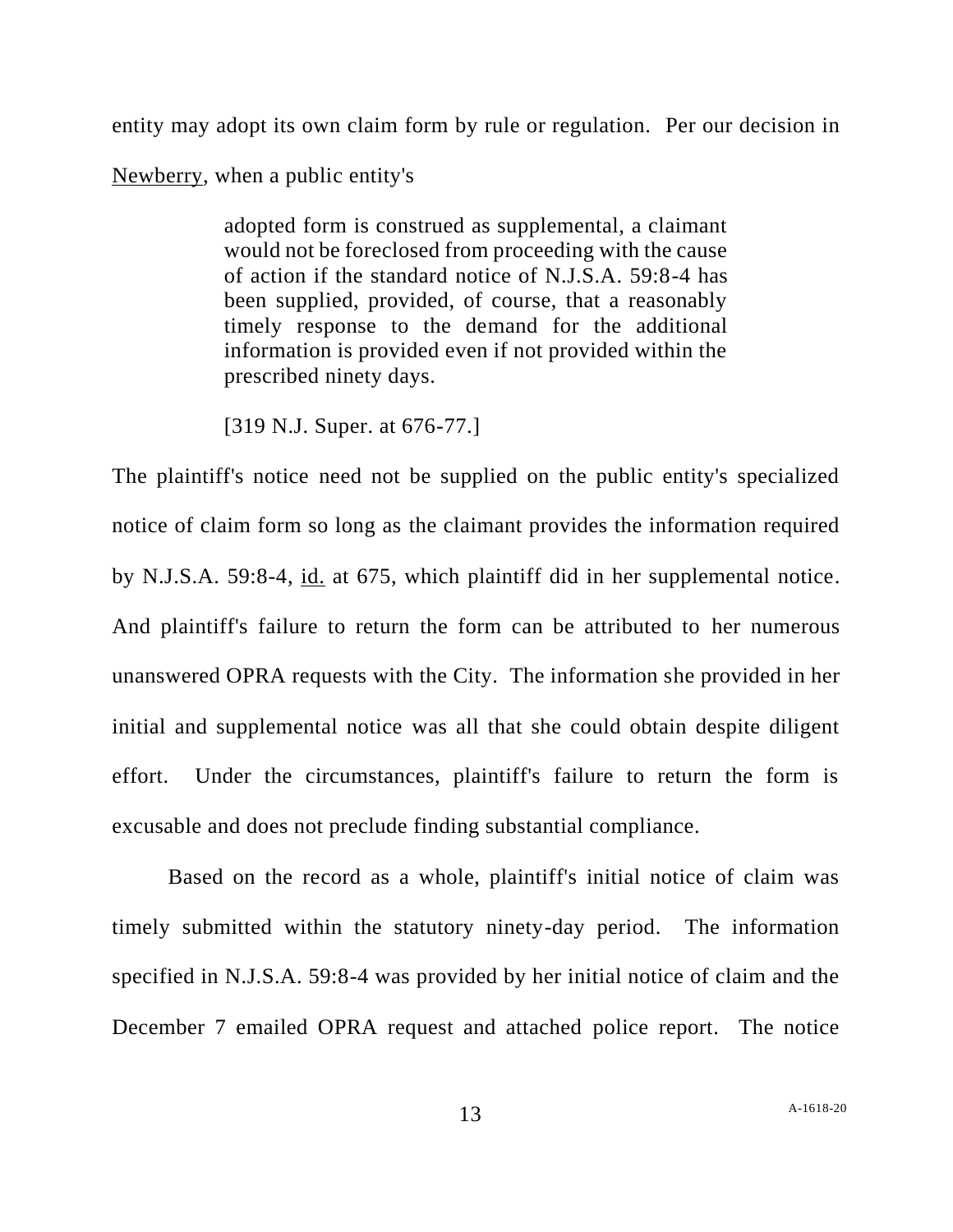entity may adopt its own claim form by rule or regulation. Per our decision in Newberry, when a public entity's

> adopted form is construed as supplemental, a claimant would not be foreclosed from proceeding with the cause of action if the standard notice of N.J.S.A. 59:8-4 has been supplied, provided, of course, that a reasonably timely response to the demand for the additional information is provided even if not provided within the prescribed ninety days.
>
> [319 N.J. Super. at 676-77.]

The plaintiff's notice need not be supplied on the public entity's specialized notice of claim form so long as the claimant provides the information required by N.J.S.A. 59:8-4, id. at 675, which plaintiff did in her supplemental notice. And plaintiff's failure to return the form can be attributed to her numerous unanswered OPRA requests with the City. The information she provided in her initial and supplemental notice was all that she could obtain despite diligent effort. Under the circumstances, plaintiff's failure to return the form is excusable and does not preclude finding substantial compliance.

Based on the record as a whole, plaintiff's initial notice of claim was timely submitted within the statutory ninety-day period. The information specified in N.J.S.A. 59:8-4 was provided by her initial notice of claim and the December 7 emailed OPRA request and attached police report. The notice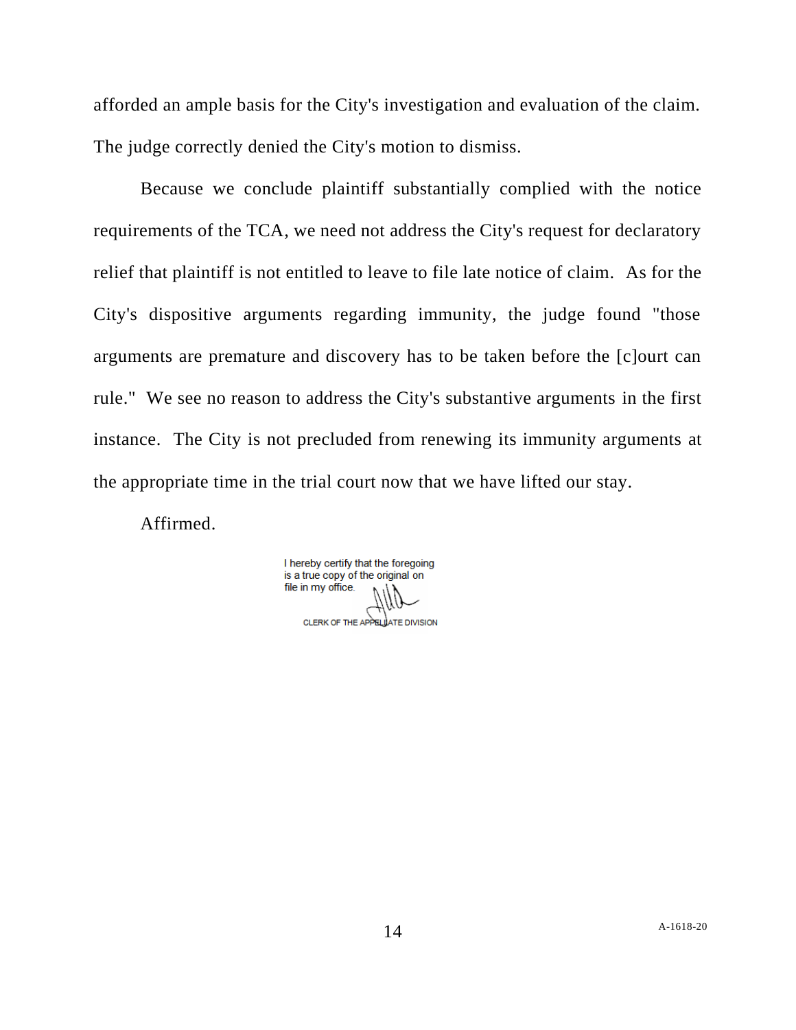afforded an ample basis for the City's investigation and evaluation of the claim. The judge correctly denied the City's motion to dismiss.

Because we conclude plaintiff substantially complied with the notice requirements of the TCA, we need not address the City's request for declaratory relief that plaintiff is not entitled to leave to file late notice of claim. As for the City's dispositive arguments regarding immunity, the judge found "those arguments are premature and discovery has to be taken before the [c]ourt can rule." We see no reason to address the City's substantive arguments in the first instance. The City is not precluded from renewing its immunity arguments at the appropriate time in the trial court now that we have lifted our stay.

Affirmed.

I hereby certify that the foregoing is a true copy of the original on file in my office.

CLERK OF THE APPELLATE DIVISION